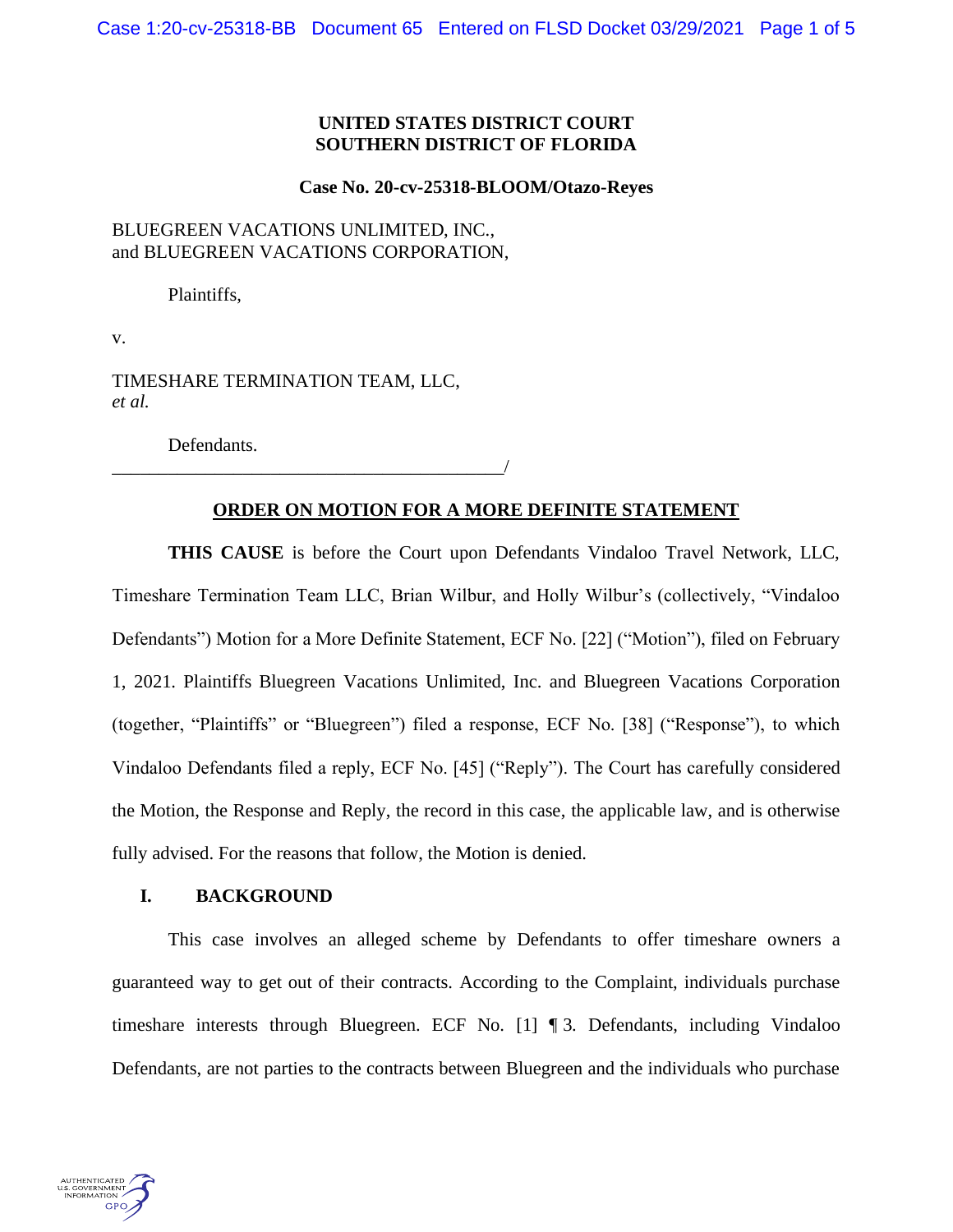**UNITED STATES DISTRICT COURT**
**SOUTHERN DISTRICT OF FLORIDA**

**Case No. 20-cv-25318-BLOOM/Otazo-Reyes**

BLUEGREEN VACATIONS UNLIMITED, INC., and BLUEGREEN VACATIONS CORPORATION,

Plaintiffs,

v.

TIMESHARE TERMINATION TEAM, LLC, *et al.*

Defendants.
_____________________________________________/

**ORDER ON MOTION FOR A MORE DEFINITE STATEMENT**

**THIS CAUSE** is before the Court upon Defendants Vindaloo Travel Network, LLC, Timeshare Termination Team LLC, Brian Wilbur, and Holly Wilbur's (collectively, "Vindaloo Defendants") Motion for a More Definite Statement, ECF No. [22] ("Motion"), filed on February 1, 2021. Plaintiffs Bluegreen Vacations Unlimited, Inc. and Bluegreen Vacations Corporation (together, "Plaintiffs" or "Bluegreen") filed a response, ECF No. [38] ("Response"), to which Vindaloo Defendants filed a reply, ECF No. [45] ("Reply"). The Court has carefully considered the Motion, the Response and Reply, the record in this case, the applicable law, and is otherwise fully advised. For the reasons that follow, the Motion is denied.

## I. BACKGROUND

This case involves an alleged scheme by Defendants to offer timeshare owners a guaranteed way to get out of their contracts. According to the Complaint, individuals purchase timeshare interests through Bluegreen. ECF No. [1] ¶ 3. Defendants, including Vindaloo Defendants, are not parties to the contracts between Bluegreen and the individuals who purchase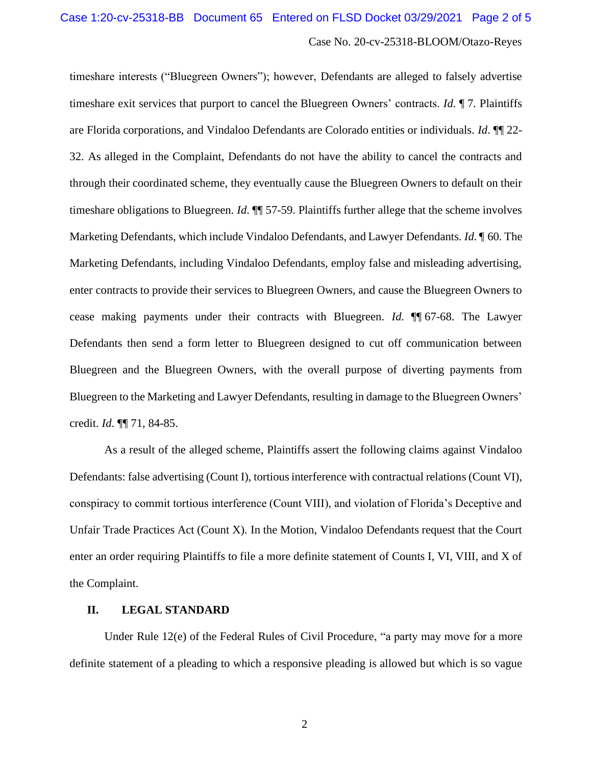timeshare interests ("Bluegreen Owners"); however, Defendants are alleged to falsely advertise timeshare exit services that purport to cancel the Bluegreen Owners' contracts. *Id.* ¶ 7. Plaintiffs are Florida corporations, and Vindaloo Defendants are Colorado entities or individuals. *Id*. ¶¶ 22-32. As alleged in the Complaint, Defendants do not have the ability to cancel the contracts and through their coordinated scheme, they eventually cause the Bluegreen Owners to default on their timeshare obligations to Bluegreen. *Id*. ¶¶ 57-59. Plaintiffs further allege that the scheme involves Marketing Defendants, which include Vindaloo Defendants, and Lawyer Defendants. *Id.* ¶ 60. The Marketing Defendants, including Vindaloo Defendants, employ false and misleading advertising, enter contracts to provide their services to Bluegreen Owners, and cause the Bluegreen Owners to cease making payments under their contracts with Bluegreen. *Id.* ¶¶ 67-68. The Lawyer Defendants then send a form letter to Bluegreen designed to cut off communication between Bluegreen and the Bluegreen Owners, with the overall purpose of diverting payments from Bluegreen to the Marketing and Lawyer Defendants, resulting in damage to the Bluegreen Owners' credit. *Id*. ¶¶ 71, 84-85.

As a result of the alleged scheme, Plaintiffs assert the following claims against Vindaloo Defendants: false advertising (Count I), tortious interference with contractual relations (Count VI), conspiracy to commit tortious interference (Count VIII), and violation of Florida's Deceptive and Unfair Trade Practices Act (Count X). In the Motion, Vindaloo Defendants request that the Court enter an order requiring Plaintiffs to file a more definite statement of Counts I, VI, VIII, and X of the Complaint.

## II. LEGAL STANDARD

Under Rule 12(e) of the Federal Rules of Civil Procedure, "a party may move for a more definite statement of a pleading to which a responsive pleading is allowed but which is so vague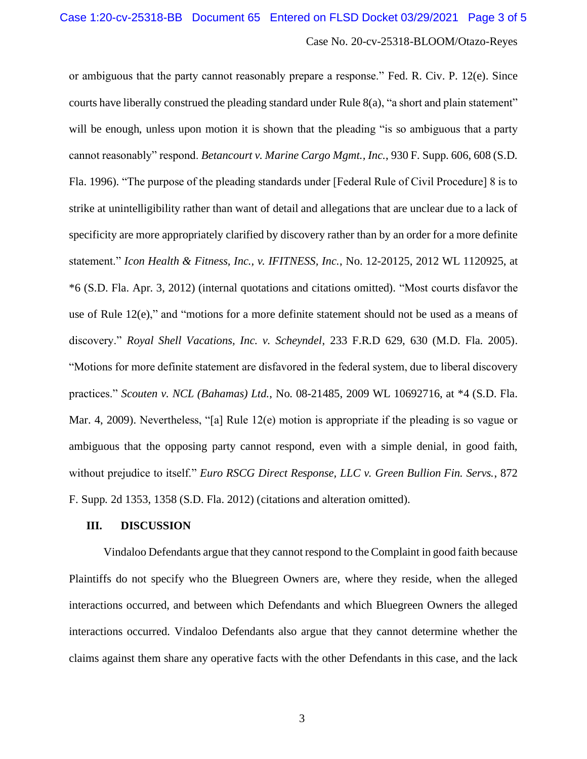or ambiguous that the party cannot reasonably prepare a response." Fed. R. Civ. P. 12(e). Since courts have liberally construed the pleading standard under Rule 8(a), "a short and plain statement" will be enough, unless upon motion it is shown that the pleading "is so ambiguous that a party cannot reasonably" respond. *Betancourt v. Marine Cargo Mgmt., Inc.*, 930 F. Supp. 606, 608 (S.D. Fla. 1996). "The purpose of the pleading standards under [Federal Rule of Civil Procedure] 8 is to strike at unintelligibility rather than want of detail and allegations that are unclear due to a lack of specificity are more appropriately clarified by discovery rather than by an order for a more definite statement." *Icon Health & Fitness, Inc., v. IFITNESS, Inc.*, No. 12-20125, 2012 WL 1120925, at *6 (S.D. Fla. Apr. 3, 2012) (internal quotations and citations omitted). "Most courts disfavor the use of Rule 12(e)," and "motions for a more definite statement should not be used as a means of discovery." *Royal Shell Vacations, Inc. v. Scheyndel*, 233 F.R.D 629, 630 (M.D. Fla. 2005). "Motions for more definite statement are disfavored in the federal system, due to liberal discovery practices." *Scouten v. NCL (Bahamas) Ltd.*, No. 08-21485, 2009 WL 10692716, at *4 (S.D. Fla. Mar. 4, 2009). Nevertheless, "[a] Rule 12(e) motion is appropriate if the pleading is so vague or ambiguous that the opposing party cannot respond, even with a simple denial, in good faith, without prejudice to itself." *Euro RSCG Direct Response, LLC v. Green Bullion Fin. Servs.*, 872 F. Supp. 2d 1353, 1358 (S.D. Fla. 2012) (citations and alteration omitted).

## III. DISCUSSION

Vindaloo Defendants argue that they cannot respond to the Complaint in good faith because Plaintiffs do not specify who the Bluegreen Owners are, where they reside, when the alleged interactions occurred, and between which Defendants and which Bluegreen Owners the alleged interactions occurred. Vindaloo Defendants also argue that they cannot determine whether the claims against them share any operative facts with the other Defendants in this case, and the lack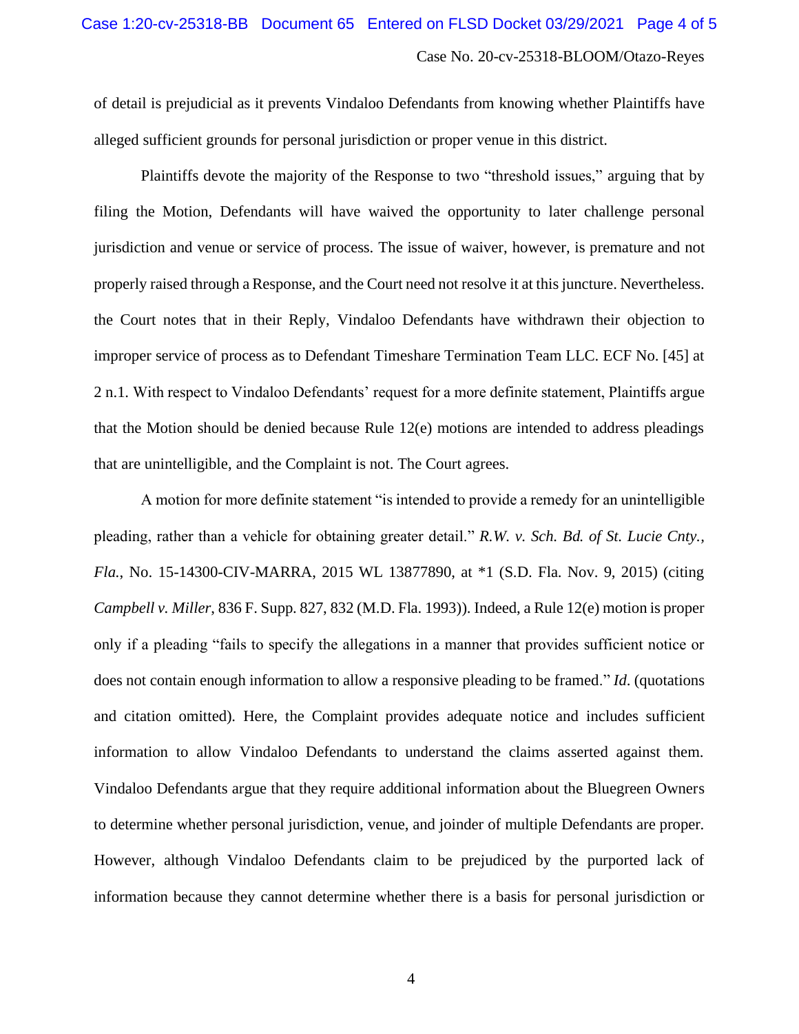of detail is prejudicial as it prevents Vindaloo Defendants from knowing whether Plaintiffs have alleged sufficient grounds for personal jurisdiction or proper venue in this district.

Plaintiffs devote the majority of the Response to two "threshold issues," arguing that by filing the Motion, Defendants will have waived the opportunity to later challenge personal jurisdiction and venue or service of process. The issue of waiver, however, is premature and not properly raised through a Response, and the Court need not resolve it at this juncture. Nevertheless. the Court notes that in their Reply, Vindaloo Defendants have withdrawn their objection to improper service of process as to Defendant Timeshare Termination Team LLC. ECF No. [45] at 2 n.1. With respect to Vindaloo Defendants' request for a more definite statement, Plaintiffs argue that the Motion should be denied because Rule 12(e) motions are intended to address pleadings that are unintelligible, and the Complaint is not. The Court agrees.

A motion for more definite statement "is intended to provide a remedy for an unintelligible pleading, rather than a vehicle for obtaining greater detail." *R.W. v. Sch. Bd. of St. Lucie Cnty., Fla.*, No. 15-14300-CIV-MARRA, 2015 WL 13877890, at *1 (S.D. Fla. Nov. 9, 2015) (citing *Campbell v. Miller*, 836 F. Supp. 827, 832 (M.D. Fla. 1993)). Indeed, a Rule 12(e) motion is proper only if a pleading "fails to specify the allegations in a manner that provides sufficient notice or does not contain enough information to allow a responsive pleading to be framed." *Id*. (quotations and citation omitted). Here, the Complaint provides adequate notice and includes sufficient information to allow Vindaloo Defendants to understand the claims asserted against them. Vindaloo Defendants argue that they require additional information about the Bluegreen Owners to determine whether personal jurisdiction, venue, and joinder of multiple Defendants are proper. However, although Vindaloo Defendants claim to be prejudiced by the purported lack of information because they cannot determine whether there is a basis for personal jurisdiction or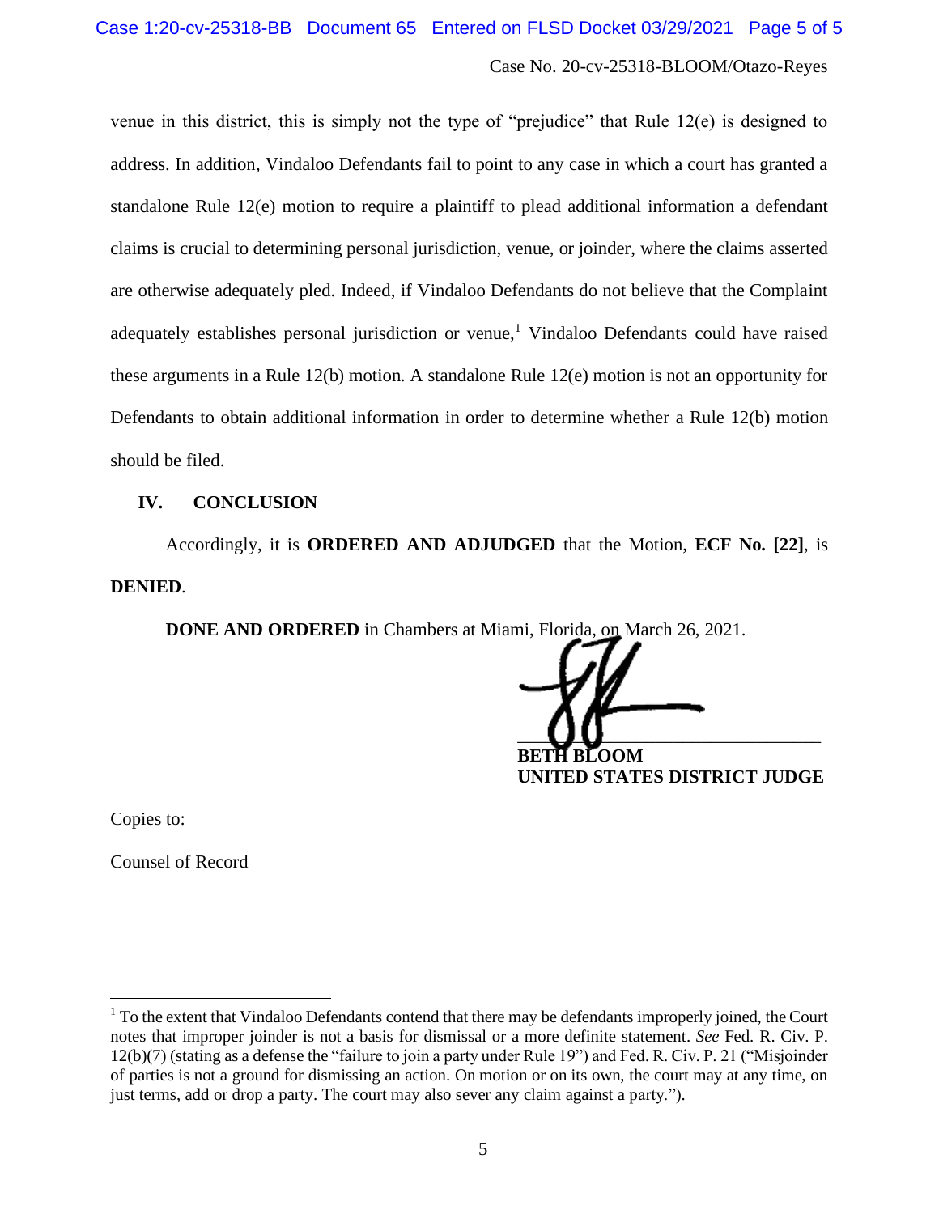venue in this district, this is simply not the type of "prejudice" that Rule 12(e) is designed to address. In addition, Vindaloo Defendants fail to point to any case in which a court has granted a standalone Rule 12(e) motion to require a plaintiff to plead additional information a defendant claims is crucial to determining personal jurisdiction, venue, or joinder, where the claims asserted are otherwise adequately pled. Indeed, if Vindaloo Defendants do not believe that the Complaint adequately establishes personal jurisdiction or venue,[1] Vindaloo Defendants could have raised these arguments in a Rule 12(b) motion. A standalone Rule 12(e) motion is not an opportunity for Defendants to obtain additional information in order to determine whether a Rule 12(b) motion should be filed.

## IV. CONCLUSION

Accordingly, it is **ORDERED AND ADJUDGED** that the Motion, **ECF No. [22]**, is **DENIED**.

**DONE AND ORDERED** in Chambers at Miami, Florida, on March 26, 2021.

**BETH BLOOM**
**UNITED STATES DISTRICT JUDGE**

Copies to:

Counsel of Record

---

[1] To the extent that Vindaloo Defendants contend that there may be defendants improperly joined, the Court notes that improper joinder is not a basis for dismissal or a more definite statement. *See* Fed. R. Civ. P. 12(b)(7) (stating as a defense the "failure to join a party under Rule 19") and Fed. R. Civ. P. 21 ("Misjoinder of parties is not a ground for dismissing an action. On motion or on its own, the court may at any time, on just terms, add or drop a party. The court may also sever any claim against a party.").